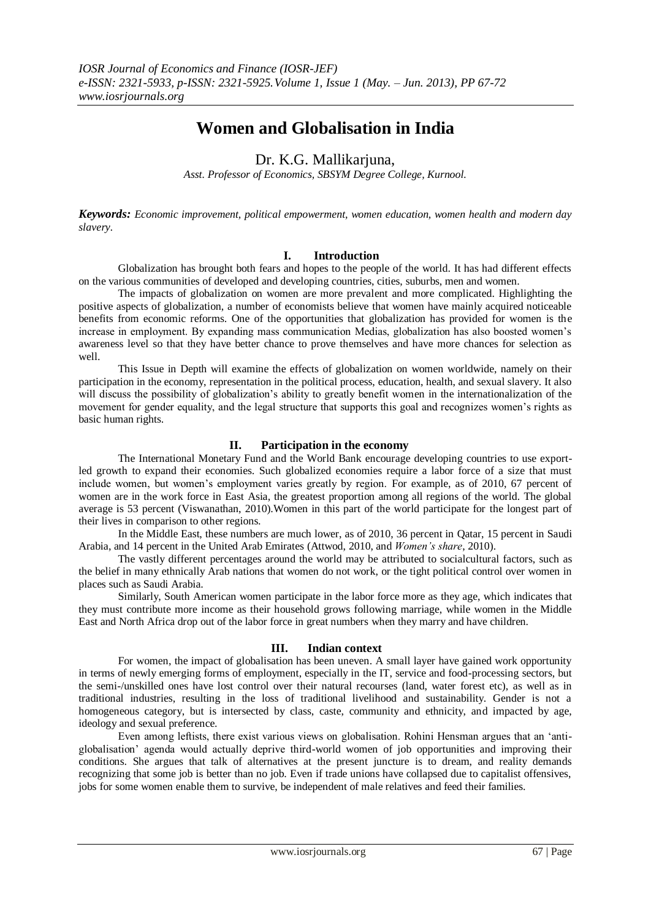# Women and Globalisation in India

Dr. K.G. Mallikarjuna,

*Asst. Professor of Economics, SBSYM Degree College, Kurnool.*

***Keywords:*** *Economic improvement, political empowerment, women education, women health and modern day slavery.*

## I. Introduction

Globalization has brought both fears and hopes to the people of the world. It has had different effects on the various communities of developed and developing countries, cities, suburbs, men and women.

The impacts of globalization on women are more prevalent and more complicated. Highlighting the positive aspects of globalization, a number of economists believe that women have mainly acquired noticeable benefits from economic reforms. One of the opportunities that globalization has provided for women is the increase in employment. By expanding mass communication Medias, globalization has also boosted women's awareness level so that they have better chance to prove themselves and have more chances for selection as well.

This Issue in Depth will examine the effects of globalization on women worldwide, namely on their participation in the economy, representation in the political process, education, health, and sexual slavery. It also will discuss the possibility of globalization's ability to greatly benefit women in the internationalization of the movement for gender equality, and the legal structure that supports this goal and recognizes women's rights as basic human rights.

## II. Participation in the economy

The International Monetary Fund and the World Bank encourage developing countries to use export-led growth to expand their economies. Such globalized economies require a labor force of a size that must include women, but women's employment varies greatly by region. For example, as of 2010, 67 percent of women are in the work force in East Asia, the greatest proportion among all regions of the world. The global average is 53 percent (Viswanathan, 2010).Women in this part of the world participate for the longest part of their lives in comparison to other regions.

In the Middle East, these numbers are much lower, as of 2010, 36 percent in Qatar, 15 percent in Saudi Arabia, and 14 percent in the United Arab Emirates (Attwod, 2010, and *Women's share*, 2010).

The vastly different percentages around the world may be attributed to socialcultural factors, such as the belief in many ethnically Arab nations that women do not work, or the tight political control over women in places such as Saudi Arabia.

Similarly, South American women participate in the labor force more as they age, which indicates that they must contribute more income as their household grows following marriage, while women in the Middle East and North Africa drop out of the labor force in great numbers when they marry and have children.

## III. Indian context

For women, the impact of globalisation has been uneven. A small layer have gained work opportunity in terms of newly emerging forms of employment, especially in the IT, service and food-processing sectors, but the semi-/unskilled ones have lost control over their natural recourses (land, water forest etc), as well as in traditional industries, resulting in the loss of traditional livelihood and sustainability. Gender is not a homogeneous category, but is intersected by class, caste, community and ethnicity, and impacted by age, ideology and sexual preference.

Even among leftists, there exist various views on globalisation. Rohini Hensman argues that an 'anti-globalisation' agenda would actually deprive third-world women of job opportunities and improving their conditions. She argues that talk of alternatives at the present juncture is to dream, and reality demands recognizing that some job is better than no job. Even if trade unions have collapsed due to capitalist offensives, jobs for some women enable them to survive, be independent of male relatives and feed their families.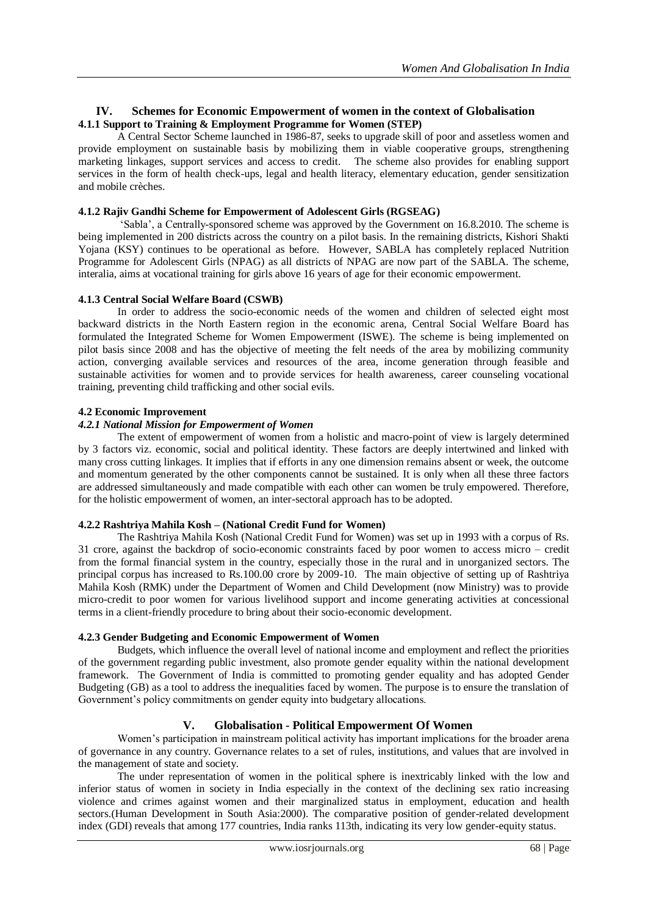## IV. Schemes for Economic Empowerment of women in the context of Globalisation

### 4.1.1 Support to Training & Employment Programme for Women (STEP)

A Central Sector Scheme launched in 1986-87, seeks to upgrade skill of poor and assetless women and provide employment on sustainable basis by mobilizing them in viable cooperative groups, strengthening marketing linkages, support services and access to credit. The scheme also provides for enabling support services in the form of health check-ups, legal and health literacy, elementary education, gender sensitization and mobile crèches.

### 4.1.2 Rajiv Gandhi Scheme for Empowerment of Adolescent Girls (RGSEAG)

'Sabla', a Centrally-sponsored scheme was approved by the Government on 16.8.2010. The scheme is being implemented in 200 districts across the country on a pilot basis. In the remaining districts, Kishori Shakti Yojana (KSY) continues to be operational as before. However, SABLA has completely replaced Nutrition Programme for Adolescent Girls (NPAG) as all districts of NPAG are now part of the SABLA. The scheme, interalia, aims at vocational training for girls above 16 years of age for their economic empowerment.

### 4.1.3 Central Social Welfare Board (CSWB)

In order to address the socio-economic needs of the women and children of selected eight most backward districts in the North Eastern region in the economic arena, Central Social Welfare Board has formulated the Integrated Scheme for Women Empowerment (ISWE). The scheme is being implemented on pilot basis since 2008 and has the objective of meeting the felt needs of the area by mobilizing community action, converging available services and resources of the area, income generation through feasible and sustainable activities for women and to provide services for health awareness, career counseling vocational training, preventing child trafficking and other social evils.

### 4.2 Economic Improvement

#### *4.2.1 National Mission for Empowerment of Women*

The extent of empowerment of women from a holistic and macro-point of view is largely determined by 3 factors viz. economic, social and political identity. These factors are deeply intertwined and linked with many cross cutting linkages. It implies that if efforts in any one dimension remains absent or week, the outcome and momentum generated by the other components cannot be sustained. It is only when all these three factors are addressed simultaneously and made compatible with each other can women be truly empowered. Therefore, for the holistic empowerment of women, an inter-sectoral approach has to be adopted.

#### 4.2.2 Rashtriya Mahila Kosh – (National Credit Fund for Women)

The Rashtriya Mahila Kosh (National Credit Fund for Women) was set up in 1993 with a corpus of Rs. 31 crore, against the backdrop of socio-economic constraints faced by poor women to access micro – credit from the formal financial system in the country, especially those in the rural and in unorganized sectors. The principal corpus has increased to Rs.100.00 crore by 2009-10. The main objective of setting up of Rashtriya Mahila Kosh (RMK) under the Department of Women and Child Development (now Ministry) was to provide micro-credit to poor women for various livelihood support and income generating activities at concessional terms in a client-friendly procedure to bring about their socio-economic development.

#### 4.2.3 Gender Budgeting and Economic Empowerment of Women

Budgets, which influence the overall level of national income and employment and reflect the priorities of the government regarding public investment, also promote gender equality within the national development framework. The Government of India is committed to promoting gender equality and has adopted Gender Budgeting (GB) as a tool to address the inequalities faced by women. The purpose is to ensure the translation of Government's policy commitments on gender equity into budgetary allocations.

## V. Globalisation - Political Empowerment Of Women

Women's participation in mainstream political activity has important implications for the broader arena of governance in any country. Governance relates to a set of rules, institutions, and values that are involved in the management of state and society.

The under representation of women in the political sphere is inextricably linked with the low and inferior status of women in society in India especially in the context of the declining sex ratio increasing violence and crimes against women and their marginalized status in employment, education and health sectors.(Human Development in South Asia:2000). The comparative position of gender-related development index (GDI) reveals that among 177 countries, India ranks 113th, indicating its very low gender-equity status.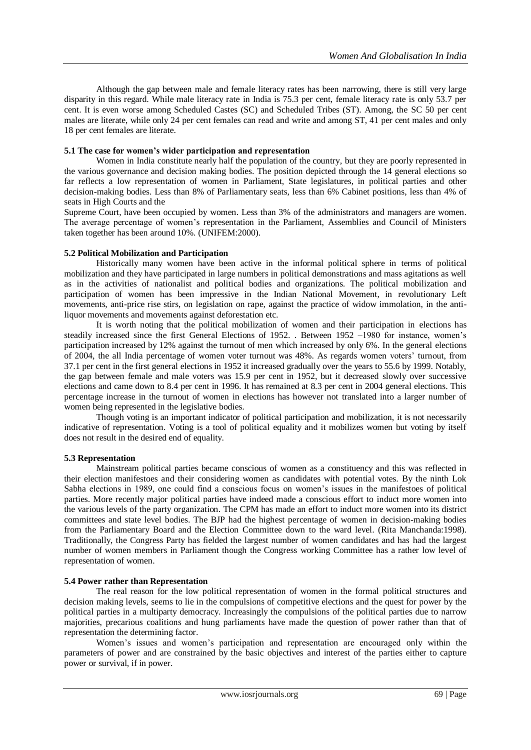Although the gap between male and female literacy rates has been narrowing, there is still very large disparity in this regard. While male literacy rate in India is 75.3 per cent, female literacy rate is only 53.7 per cent. It is even worse among Scheduled Castes (SC) and Scheduled Tribes (ST). Among, the SC 50 per cent males are literate, while only 24 per cent females can read and write and among ST, 41 per cent males and only 18 per cent females are literate.

### 5.1 The case for women's wider participation and representation

Women in India constitute nearly half the population of the country, but they are poorly represented in the various governance and decision making bodies. The position depicted through the 14 general elections so far reflects a low representation of women in Parliament, State legislatures, in political parties and other decision-making bodies. Less than 8% of Parliamentary seats, less than 6% Cabinet positions, less than 4% of seats in High Courts and the Supreme Court, have been occupied by women. Less than 3% of the administrators and managers are women. The average percentage of women's representation in the Parliament, Assemblies and Council of Ministers taken together has been around 10%. (UNIFEM:2000).

### 5.2 Political Mobilization and Participation

Historically many women have been active in the informal political sphere in terms of political mobilization and they have participated in large numbers in political demonstrations and mass agitations as well as in the activities of nationalist and political bodies and organizations. The political mobilization and participation of women has been impressive in the Indian National Movement, in revolutionary Left movements, anti-price rise stirs, on legislation on rape, against the practice of widow immolation, in the anti-liquor movements and movements against deforestation etc.

It is worth noting that the political mobilization of women and their participation in elections has steadily increased since the first General Elections of 1952. . Between 1952 –1980 for instance, women's participation increased by 12% against the turnout of men which increased by only 6%. In the general elections of 2004, the all India percentage of women voter turnout was 48%. As regards women voters' turnout, from 37.1 per cent in the first general elections in 1952 it increased gradually over the years to 55.6 by 1999. Notably, the gap between female and male voters was 15.9 per cent in 1952, but it decreased slowly over successive elections and came down to 8.4 per cent in 1996. It has remained at 8.3 per cent in 2004 general elections. This percentage increase in the turnout of women in elections has however not translated into a larger number of women being represented in the legislative bodies.

Though voting is an important indicator of political participation and mobilization, it is not necessarily indicative of representation. Voting is a tool of political equality and it mobilizes women but voting by itself does not result in the desired end of equality.

### 5.3 Representation

Mainstream political parties became conscious of women as a constituency and this was reflected in their election manifestoes and their considering women as candidates with potential votes. By the ninth Lok Sabha elections in 1989, one could find a conscious focus on women's issues in the manifestoes of political parties. More recently major political parties have indeed made a conscious effort to induct more women into the various levels of the party organization. The CPM has made an effort to induct more women into its district committees and state level bodies. The BJP had the highest percentage of women in decision-making bodies from the Parliamentary Board and the Election Committee down to the ward level. (Rita Manchanda:1998). Traditionally, the Congress Party has fielded the largest number of women candidates and has had the largest number of women members in Parliament though the Congress working Committee has a rather low level of representation of women.

### 5.4 Power rather than Representation

The real reason for the low political representation of women in the formal political structures and decision making levels, seems to lie in the compulsions of competitive elections and the quest for power by the political parties in a multiparty democracy. Increasingly the compulsions of the political parties due to narrow majorities, precarious coalitions and hung parliaments have made the question of power rather than that of representation the determining factor.

Women's issues and women's participation and representation are encouraged only within the parameters of power and are constrained by the basic objectives and interest of the parties either to capture power or survival, if in power.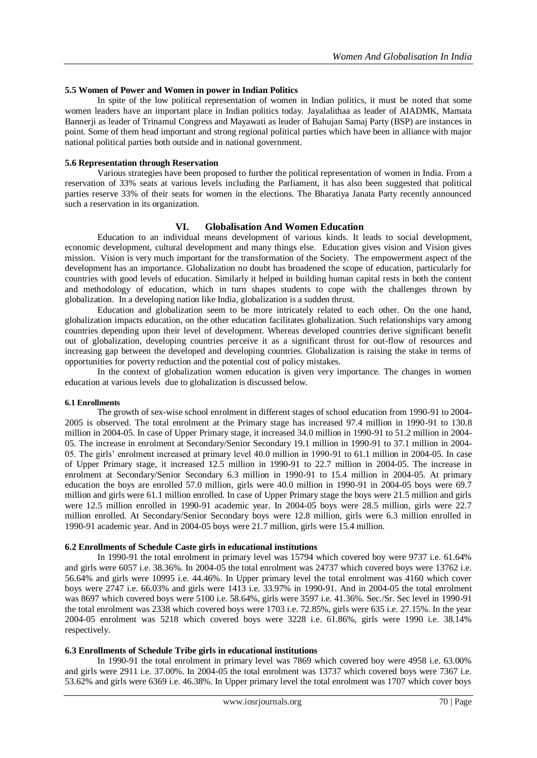### 5.5 Women of Power and Women in power in Indian Politics

In spite of the low political representation of women in Indian politics, it must be noted that some women leaders have an important place in Indian politics today. Jayalalithaa as leader of AIADMK, Mamata Bannerji as leader of Trinamul Congress and Mayawati as leader of Bahujan Samaj Party (BSP) are instances in point. Some of them head important and strong regional political parties which have been in alliance with major national political parties both outside and in national government.

### 5.6 Representation through Reservation

Various strategies have been proposed to further the political representation of women in India. From a reservation of 33% seats at various levels including the Parliament, it has also been suggested that political parties reserve 33% of their seats for women in the elections. The Bharatiya Janata Party recently announced such a reservation in its organization.

## VI. Globalisation And Women Education

Education to an individual means development of various kinds. It leads to social development, economic development, cultural development and many things else. Education gives vision and Vision gives mission. Vision is very much important for the transformation of the Society. The empowerment aspect of the development has an importance. Globalization no doubt has broadened the scope of education, particularly for countries with good levels of education. Similarly it helped in building human capital rests in both the content and methodology of education, which in turn shapes students to cope with the challenges thrown by globalization. In a developing nation like India, globalization is a sudden thrust.

Education and globalization seem to be more intricately related to each other. On the one hand, globalization impacts education, on the other education facilitates globalization. Such relationships vary among countries depending upon their level of development. Whereas developed countries derive significant benefit out of globalization, developing countries perceive it as a significant thrust for out-flow of resources and increasing gap between the developed and developing countries. Globalization is raising the stake in terms of opportunities for poverty reduction and the potential cost of policy mistakes.

In the context of globalization women education is given very importance. The changes in women education at various levels due to globalization is discussed below.

#### 6.1 Enrollments

The growth of sex-wise school enrolment in different stages of school education from 1990-91 to 2004-2005 is observed. The total enrolment at the Primary stage has increased 97.4 million in 1990-91 to 130.8 million in 2004-05. In case of Upper Primary stage, it increased 34.0 million in 1990-91 to 51.2 million in 2004-05. The increase in enrolment at Secondary/Senior Secondary 19.1 million in 1990-91 to 37.1 million in 2004-05. The girls' enrolment increased at primary level 40.0 million in 1990-91 to 61.1 million in 2004-05. In case of Upper Primary stage, it increased 12.5 million in 1990-91 to 22.7 million in 2004-05. The increase in enrolment at Secondary/Senior Secondary 6.3 million in 1990-91 to 15.4 million in 2004-05. At primary education the boys are enrolled 57.0 million, girls were 40.0 million in 1990-91 in 2004-05 boys were 69.7 million and girls were 61.1 million enrolled. In case of Upper Primary stage the boys were 21.5 million and girls were 12.5 million enrolled in 1990-91 academic year. In 2004-05 boys were 28.5 million, girls were 22.7 million enrolled. At Secondary/Senior Secondary boys were 12.8 million, girls were 6.3 million enrolled in 1990-91 academic year. And in 2004-05 boys were 21.7 million, girls were 15.4 million.

### 6.2 Enrollments of Schedule Caste girls in educational institutions

In 1990-91 the total enrolment in primary level was 15794 which covered boy were 9737 i.e. 61.64% and girls were 6057 i.e. 38.36%. In 2004-05 the total enrolment was 24737 which covered boys were 13762 i.e. 56.64% and girls were 10995 i.e. 44.46%. In Upper primary level the total enrolment was 4160 which cover boys were 2747 i.e. 66.03% and girls were 1413 i.e. 33.97% in 1990-91. And in 2004-05 the total enrolment was 8697 which covered boys were 5100 i.e. 58.64%, girls were 3597 i.e. 41.36%. Sec./Sr. Sec level in 1990-91 the total enrolment was 2338 which covered boys were 1703 i.e. 72.85%, girls were 635 i.e. 27.15%. In the year 2004-05 enrolment was 5218 which covered boys were 3228 i.e. 61.86%, girls were 1990 i.e. 38.14% respectively.

### 6.3 Enrollments of Schedule Tribe girls in educational institutions

In 1990-91 the total enrolment in primary level was 7869 which covered boy were 4958 i.e. 63.00% and girls were 2911 i.e. 37.00%. In 2004-05 the total enrolment was 13737 which covered boys were 7367 i.e. 53.62% and girls were 6369 i.e. 46.38%. In Upper primary level the total enrolment was 1707 which cover boys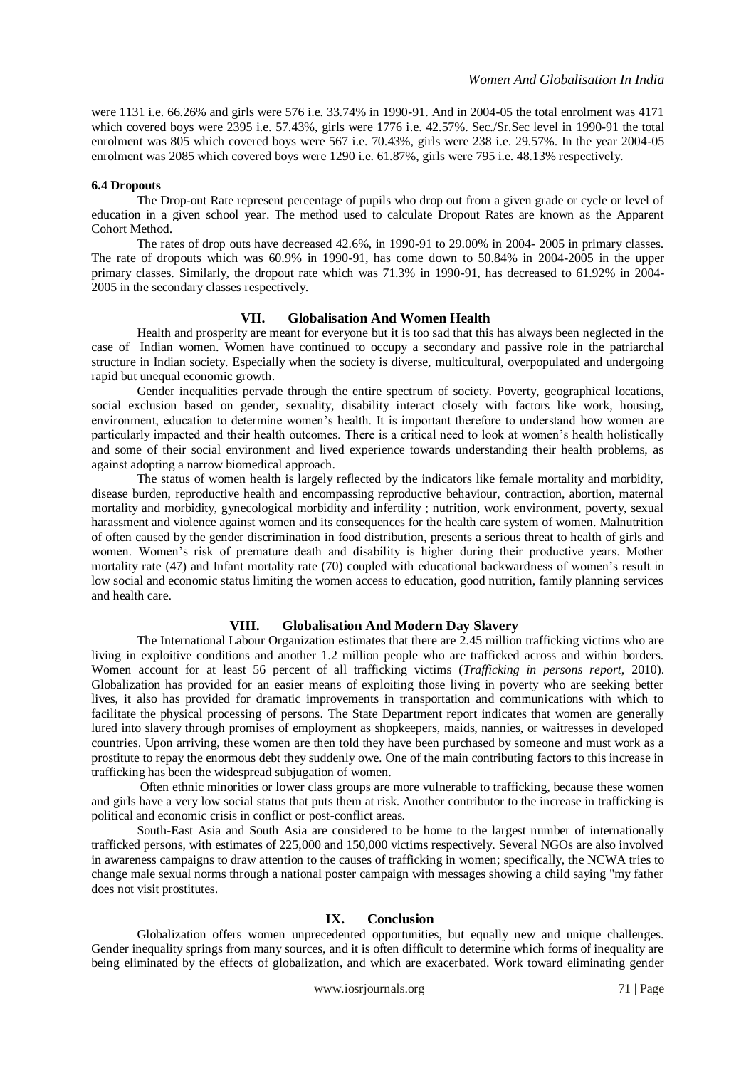were 1131 i.e. 66.26% and girls were 576 i.e. 33.74% in 1990-91. And in 2004-05 the total enrolment was 4171 which covered boys were 2395 i.e. 57.43%, girls were 1776 i.e. 42.57%. Sec./Sr.Sec level in 1990-91 the total enrolment was 805 which covered boys were 567 i.e. 70.43%, girls were 238 i.e. 29.57%. In the year 2004-05 enrolment was 2085 which covered boys were 1290 i.e. 61.87%, girls were 795 i.e. 48.13% respectively.

#### 6.4 Dropouts

The Drop-out Rate represent percentage of pupils who drop out from a given grade or cycle or level of education in a given school year. The method used to calculate Dropout Rates are known as the Apparent Cohort Method.

The rates of drop outs have decreased 42.6%, in 1990-91 to 29.00% in 2004- 2005 in primary classes. The rate of dropouts which was 60.9% in 1990-91, has come down to 50.84% in 2004-2005 in the upper primary classes. Similarly, the dropout rate which was 71.3% in 1990-91, has decreased to 61.92% in 2004-2005 in the secondary classes respectively.

## VII. Globalisation And Women Health

Health and prosperity are meant for everyone but it is too sad that this has always been neglected in the case of Indian women. Women have continued to occupy a secondary and passive role in the patriarchal structure in Indian society. Especially when the society is diverse, multicultural, overpopulated and undergoing rapid but unequal economic growth.

Gender inequalities pervade through the entire spectrum of society. Poverty, geographical locations, social exclusion based on gender, sexuality, disability interact closely with factors like work, housing, environment, education to determine women's health. It is important therefore to understand how women are particularly impacted and their health outcomes. There is a critical need to look at women's health holistically and some of their social environment and lived experience towards understanding their health problems, as against adopting a narrow biomedical approach.

The status of women health is largely reflected by the indicators like female mortality and morbidity, disease burden, reproductive health and encompassing reproductive behaviour, contraction, abortion, maternal mortality and morbidity, gynecological morbidity and infertility ; nutrition, work environment, poverty, sexual harassment and violence against women and its consequences for the health care system of women. Malnutrition of often caused by the gender discrimination in food distribution, presents a serious threat to health of girls and women. Women's risk of premature death and disability is higher during their productive years. Mother mortality rate (47) and Infant mortality rate (70) coupled with educational backwardness of women's result in low social and economic status limiting the women access to education, good nutrition, family planning services and health care.

## VIII. Globalisation And Modern Day Slavery

The International Labour Organization estimates that there are 2.45 million trafficking victims who are living in exploitive conditions and another 1.2 million people who are trafficked across and within borders. Women account for at least 56 percent of all trafficking victims (*Trafficking in persons report*, 2010). Globalization has provided for an easier means of exploiting those living in poverty who are seeking better lives, it also has provided for dramatic improvements in transportation and communications with which to facilitate the physical processing of persons. The State Department report indicates that women are generally lured into slavery through promises of employment as shopkeepers, maids, nannies, or waitresses in developed countries. Upon arriving, these women are then told they have been purchased by someone and must work as a prostitute to repay the enormous debt they suddenly owe. One of the main contributing factors to this increase in trafficking has been the widespread subjugation of women.

Often ethnic minorities or lower class groups are more vulnerable to trafficking, because these women and girls have a very low social status that puts them at risk. Another contributor to the increase in trafficking is political and economic crisis in conflict or post-conflict areas.

South-East Asia and South Asia are considered to be home to the largest number of internationally trafficked persons, with estimates of 225,000 and 150,000 victims respectively. Several NGOs are also involved in awareness campaigns to draw attention to the causes of trafficking in women; specifically, the NCWA tries to change male sexual norms through a national poster campaign with messages showing a child saying "my father does not visit prostitutes.

## IX. Conclusion

Globalization offers women unprecedented opportunities, but equally new and unique challenges. Gender inequality springs from many sources, and it is often difficult to determine which forms of inequality are being eliminated by the effects of globalization, and which are exacerbated. Work toward eliminating gender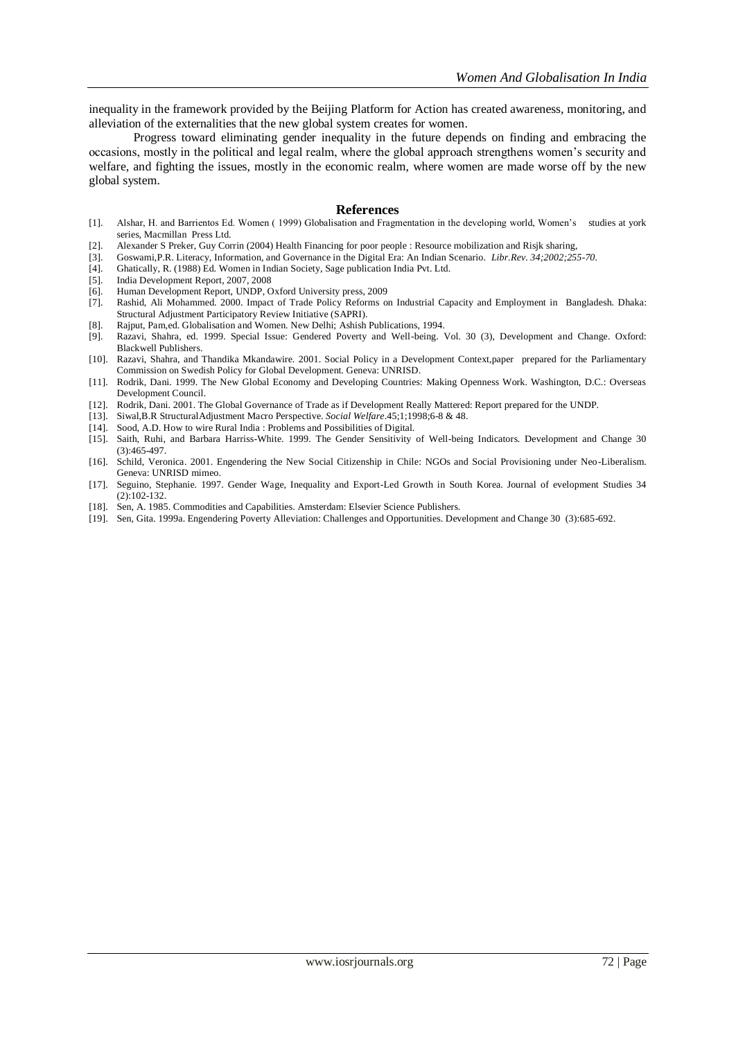inequality in the framework provided by the Beijing Platform for Action has created awareness, monitoring, and alleviation of the externalities that the new global system creates for women.

Progress toward eliminating gender inequality in the future depends on finding and embracing the occasions, mostly in the political and legal realm, where the global approach strengthens women's security and welfare, and fighting the issues, mostly in the economic realm, where women are made worse off by the new global system.

## References

[1]. Alshar, H. and Barrientos Ed. Women ( 1999) Globalisation and Fragmentation in the developing world, Women's studies at york series, Macmillan Press Ltd.

[2]. Alexander S Preker, Guy Corrin (2004) Health Financing for poor people : Resource mobilization and Risjk sharing,

[3]. Goswami,P.R. Literacy, Information, and Governance in the Digital Era: An Indian Scenario. *Libr.Rev. 34;2002;255-70.*

[4]. Ghatically, R. (1988) Ed. Women in Indian Society, Sage publication India Pvt. Ltd.

[5]. India Development Report, 2007, 2008

[6]. Human Development Report, UNDP, Oxford University press, 2009

[7]. Rashid, Ali Mohammed. 2000. Impact of Trade Policy Reforms on Industrial Capacity and Employment in Bangladesh. Dhaka: Structural Adjustment Participatory Review Initiative (SAPRI).

[8]. Rajput, Pam,ed. Globalisation and Women. New Delhi; Ashish Publications, 1994.

[9]. Razavi, Shahra, ed. 1999. Special Issue: Gendered Poverty and Well-being. Vol. 30 (3), Development and Change. Oxford: Blackwell Publishers.

[10]. Razavi, Shahra, and Thandika Mkandawire. 2001. Social Policy in a Development Context,paper prepared for the Parliamentary Commission on Swedish Policy for Global Development. Geneva: UNRISD.

[11]. Rodrik, Dani. 1999. The New Global Economy and Developing Countries: Making Openness Work. Washington, D.C.: Overseas Development Council.

[12]. Rodrik, Dani. 2001. The Global Governance of Trade as if Development Really Mattered: Report prepared for the UNDP.

[13]. Siwal,B.R StructuralAdjustment Macro Perspective. *Social Welfare*.45;1;1998;6-8 & 48.

[14]. Sood, A.D. How to wire Rural India : Problems and Possibilities of Digital.

[15]. Saith, Ruhi, and Barbara Harriss-White. 1999. The Gender Sensitivity of Well-being Indicators. Development and Change 30 (3):465-497.

[16]. Schild, Veronica. 2001. Engendering the New Social Citizenship in Chile: NGOs and Social Provisioning under Neo-Liberalism. Geneva: UNRISD mimeo.

[17]. Seguino, Stephanie. 1997. Gender Wage, Inequality and Export-Led Growth in South Korea. Journal of evelopment Studies 34 (2):102-132.

[18]. Sen, A. 1985. Commodities and Capabilities. Amsterdam: Elsevier Science Publishers.

[19]. Sen, Gita. 1999a. Engendering Poverty Alleviation: Challenges and Opportunities. Development and Change 30 (3):685-692.